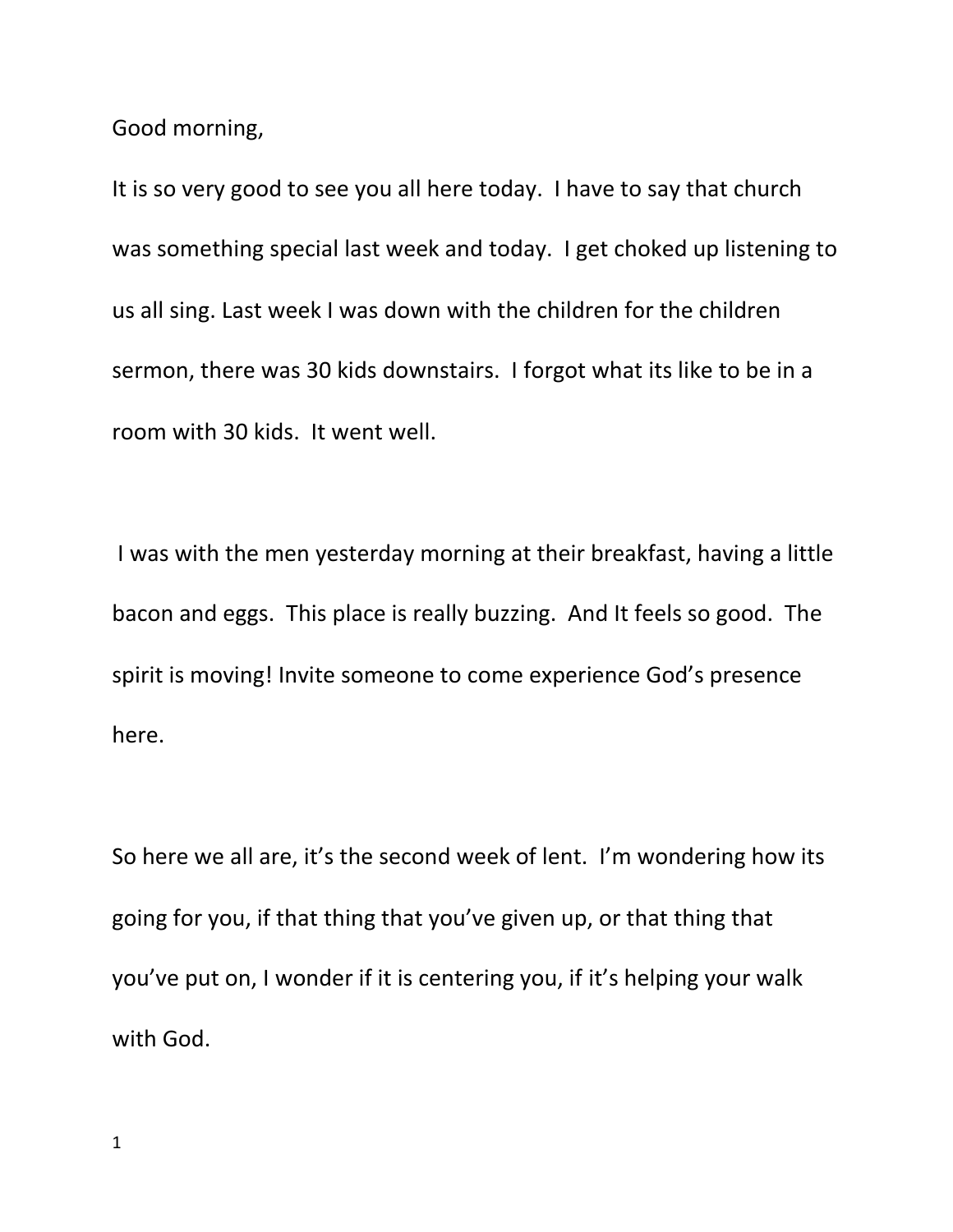Good morning,

It is so very good to see you all here today. I have to say that church was something special last week and today. I get choked up listening to us all sing. Last week I was down with the children for the children sermon, there was 30 kids downstairs. I forgot what its like to be in a room with 30 kids. It went well.

I was with the men yesterday morning at their breakfast, having a little bacon and eggs. This place is really buzzing. And It feels so good. The spirit is moving! Invite someone to come experience God's presence here.

So here we all are, it's the second week of lent. I'm wondering how its going for you, if that thing that you've given up, or that thing that you've put on, I wonder if it is centering you, if it's helping your walk with God.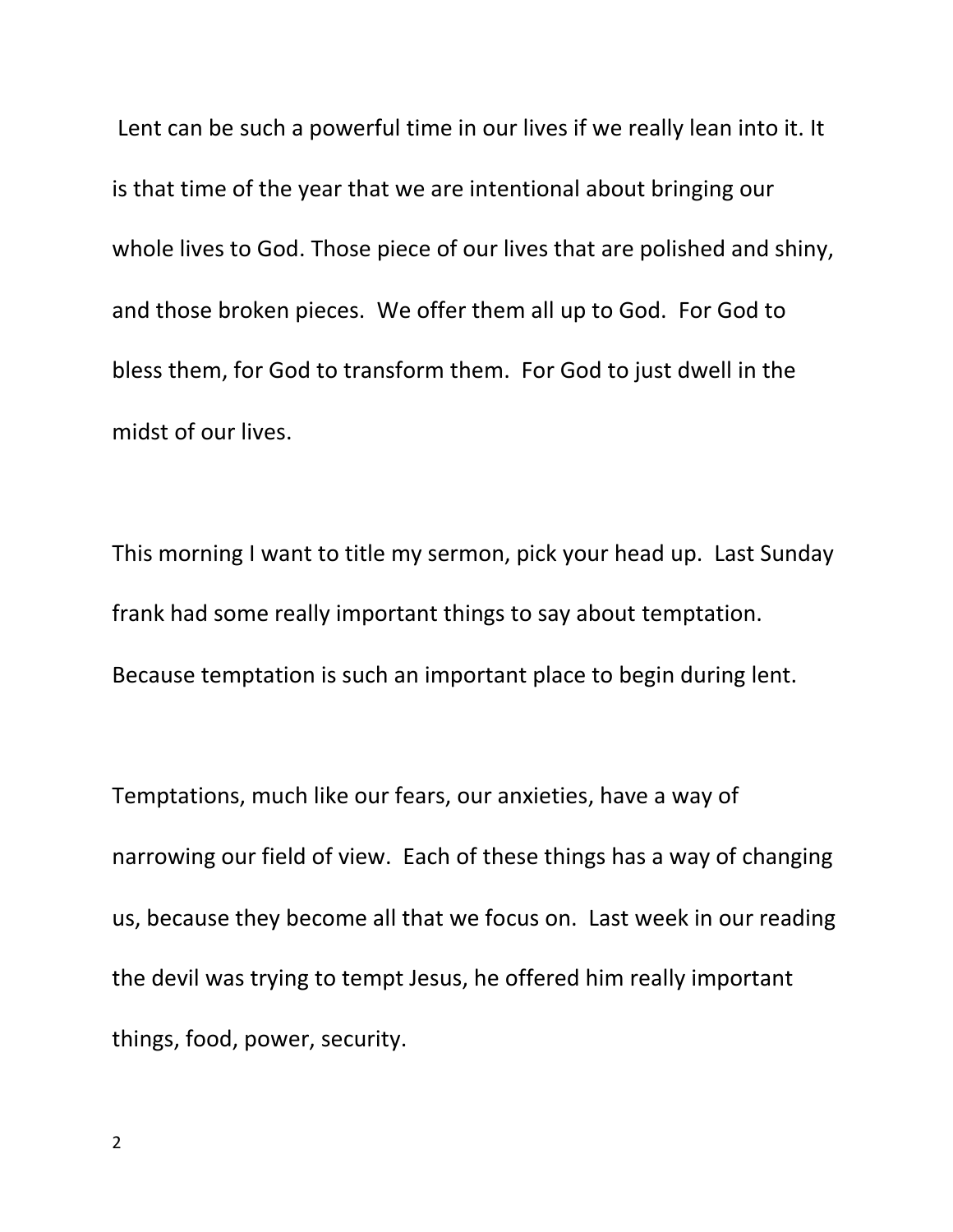Lent can be such a powerful time in our lives if we really lean into it. It is that time of the year that we are intentional about bringing our whole lives to God. Those piece of our lives that are polished and shiny, and those broken pieces. We offer them all up to God. For God to bless them, for God to transform them. For God to just dwell in the midst of our lives.

This morning I want to title my sermon, pick your head up. Last Sunday frank had some really important things to say about temptation. Because temptation is such an important place to begin during lent.

Temptations, much like our fears, our anxieties, have a way of narrowing our field of view. Each of these things has a way of changing us, because they become all that we focus on. Last week in our reading the devil was trying to tempt Jesus, he offered him really important things, food, power, security.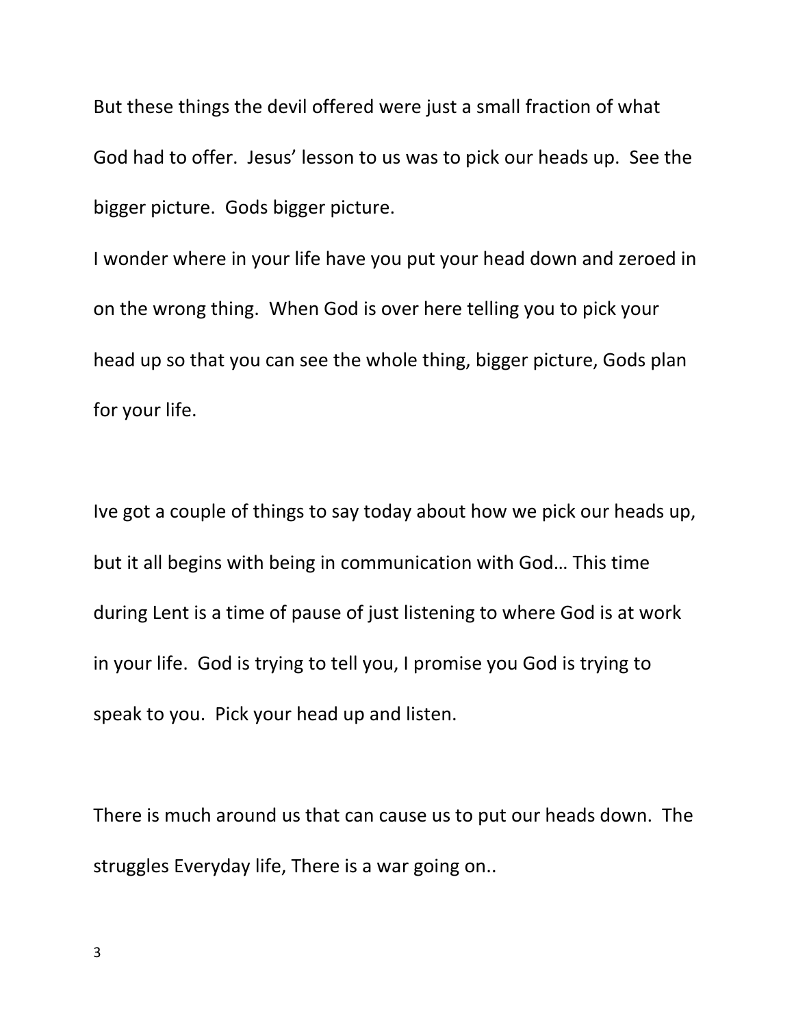But these things the devil offered were just a small fraction of what God had to offer. Jesus' lesson to us was to pick our heads up. See the bigger picture. Gods bigger picture.

I wonder where in your life have you put your head down and zeroed in on the wrong thing. When God is over here telling you to pick your head up so that you can see the whole thing, bigger picture, Gods plan for your life.

Ive got a couple of things to say today about how we pick our heads up, but it all begins with being in communication with God… This time during Lent is a time of pause of just listening to where God is at work in your life. God is trying to tell you, I promise you God is trying to speak to you. Pick your head up and listen.

There is much around us that can cause us to put our heads down. The struggles Everyday life, There is a war going on..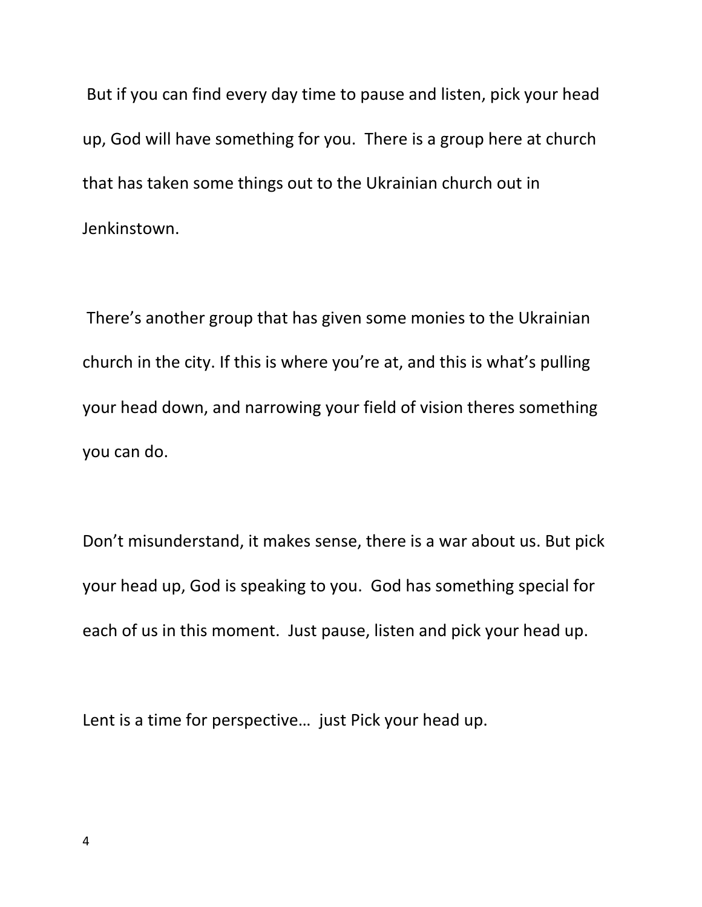But if you can find every day time to pause and listen, pick your head up, God will have something for you. There is a group here at church that has taken some things out to the Ukrainian church out in Jenkinstown.

There's another group that has given some monies to the Ukrainian church in the city. If this is where you're at, and this is what's pulling your head down, and narrowing your field of vision theres something you can do.

Don't misunderstand, it makes sense, there is a war about us. But pick your head up, God is speaking to you. God has something special for each of us in this moment. Just pause, listen and pick your head up.

Lent is a time for perspective… just Pick your head up.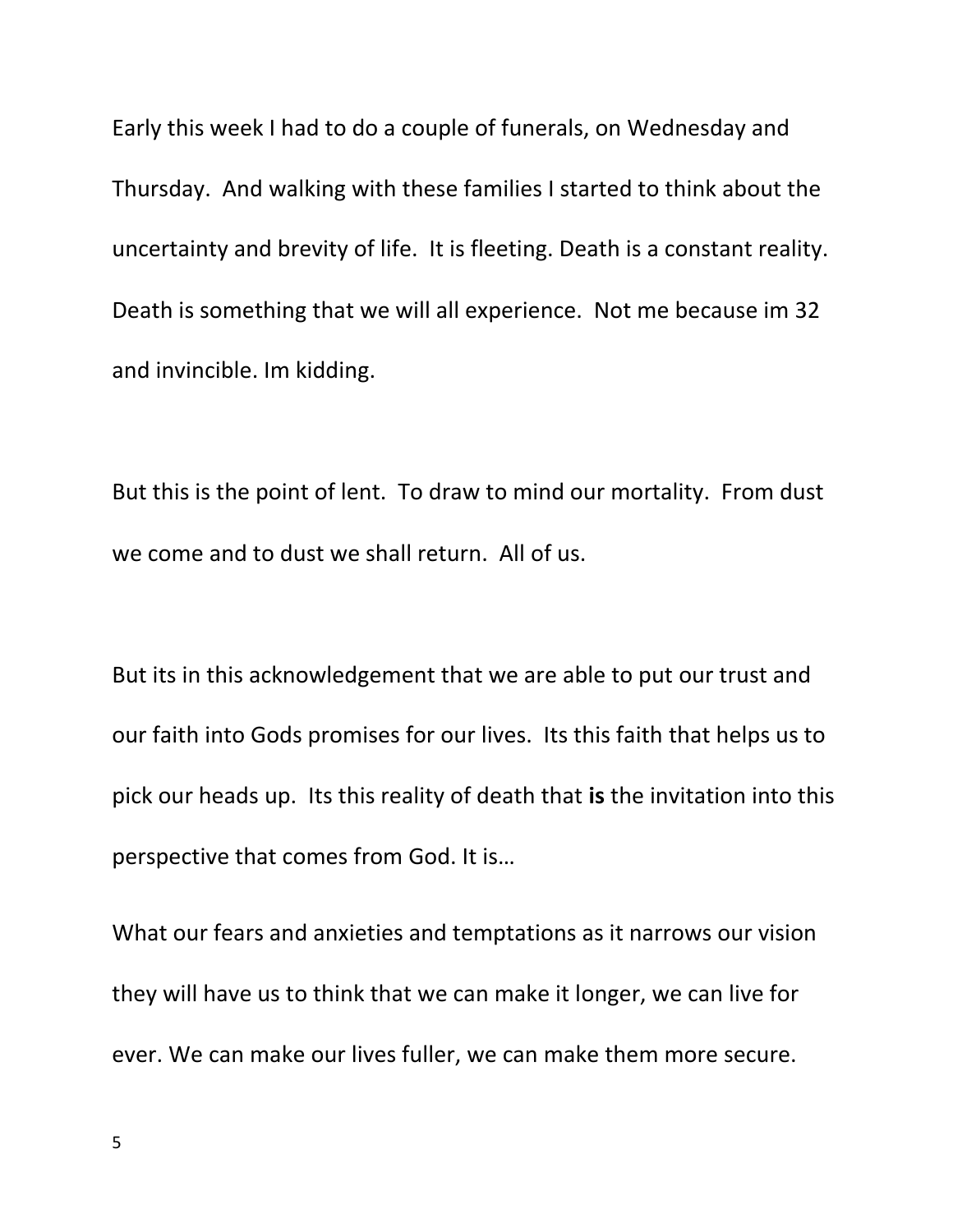Early this week I had to do a couple of funerals, on Wednesday and Thursday. And walking with these families I started to think about the uncertainty and brevity of life. It is fleeting. Death is a constant reality. Death is something that we will all experience. Not me because im 32 and invincible. Im kidding.

But this is the point of lent. To draw to mind our mortality. From dust we come and to dust we shall return. All of us.

But its in this acknowledgement that we are able to put our trust and our faith into Gods promises for our lives. Its this faith that helps us to pick our heads up. Its this reality of death that **is** the invitation into this perspective that comes from God. It is…

What our fears and anxieties and temptations as it narrows our vision they will have us to think that we can make it longer, we can live for ever. We can make our lives fuller, we can make them more secure.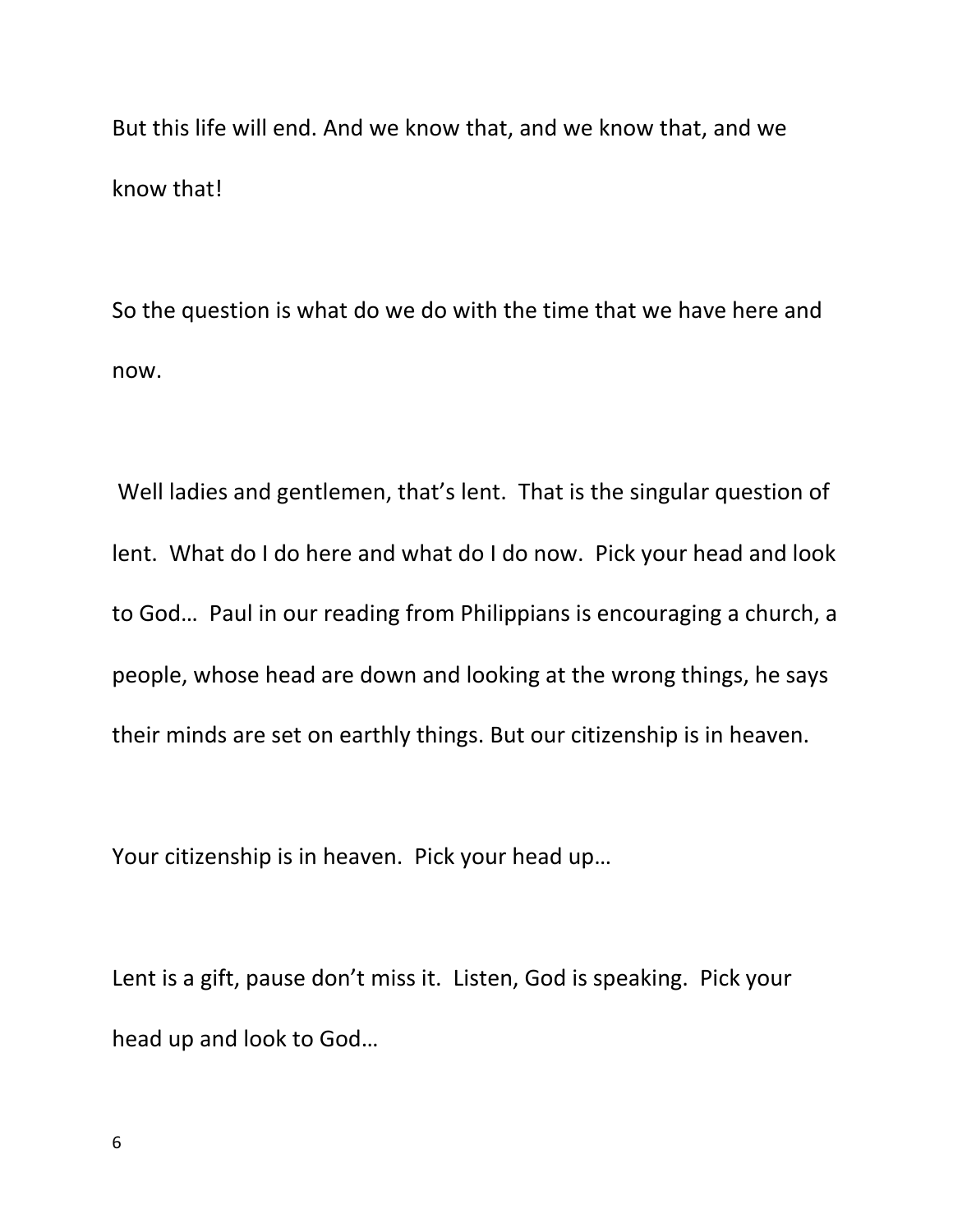But this life will end. And we know that, and we know that, and we know that!

So the question is what do we do with the time that we have here and now.

Well ladies and gentlemen, that's lent. That is the singular question of lent. What do I do here and what do I do now. Pick your head and look to God… Paul in our reading from Philippians is encouraging a church, a people, whose head are down and looking at the wrong things, he says their minds are set on earthly things. But our citizenship is in heaven.

Your citizenship is in heaven. Pick your head up…

Lent is a gift, pause don't miss it. Listen, God is speaking. Pick your head up and look to God…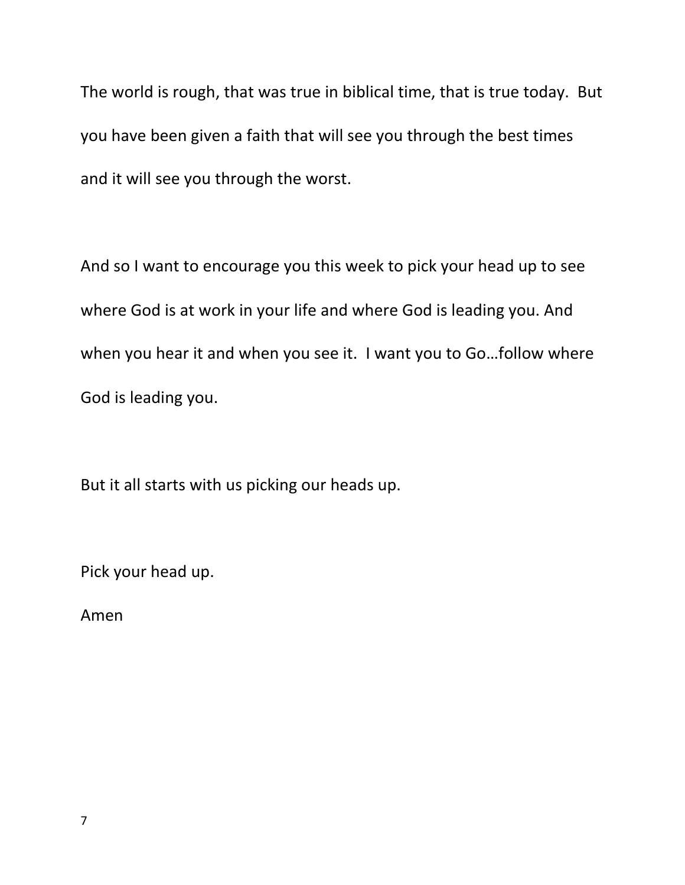The world is rough, that was true in biblical time, that is true today.  But you have been given a faith that will see you through the best times and it will see you through the worst.

And so I want to encourage you this week to pick your head up to see where God is at work in your life and where God is leading you. And when you hear it and when you see it.  I want you to Go…follow where God is leading you.

But it all starts with us picking our heads up.

Pick your head up.

Amen